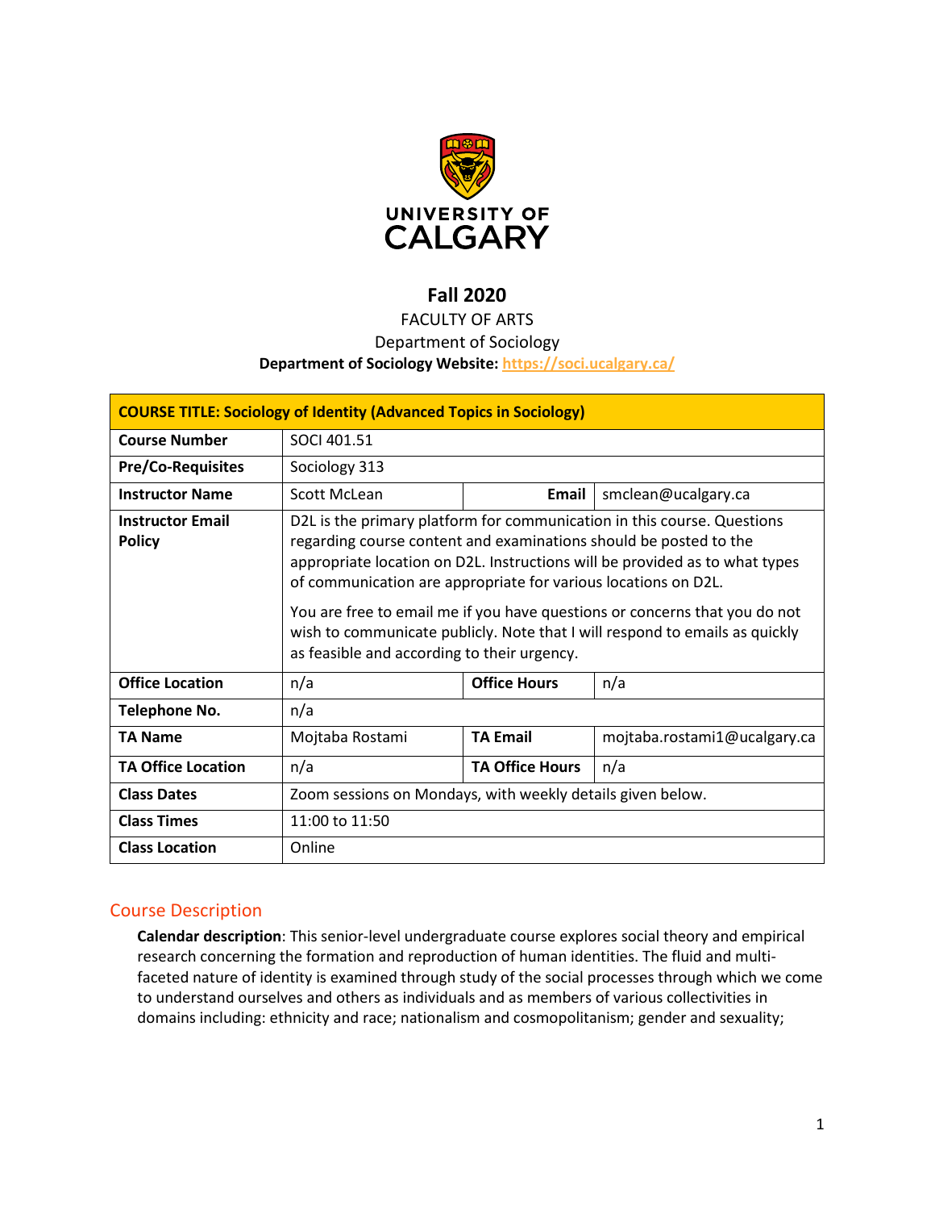# Fall 2020

FACULTY OF ARTS

Department of Sociology

**Department of Sociology Website: https://soci.ucalgary.ca/**

| **COURSE TITLE: Sociology of Identity (Advanced Topics in Sociology)** | | | |
|---|---|---|---|
| **Course Number** | SOCI 401.51 | | |
| **Pre/Co-Requisites** | Sociology 313 | | |
| **Instructor Name** | Scott McLean | **Email** | smclean@ucalgary.ca |
| **Instructor Email Policy** | D2L is the primary platform for communication in this course. Questions regarding course content and examinations should be posted to the appropriate location on D2L. Instructions will be provided as to what types of communication are appropriate for various locations on D2L.<br><br>You are free to email me if you have questions or concerns that you do not wish to communicate publicly. Note that I will respond to emails as quickly as feasible and according to their urgency. | | |
| **Office Location** | n/a | **Office Hours** | n/a |
| **Telephone No.** | n/a | | |
| **TA Name** | Mojtaba Rostami | **TA Email** | mojtaba.rostami1@ucalgary.ca |
| **TA Office Location** | n/a | **TA Office Hours** | n/a |
| **Class Dates** | Zoom sessions on Mondays, with weekly details given below. | | |
| **Class Times** | 11:00 to 11:50 | | |
| **Class Location** | Online | | |

## Course Description

**Calendar description**: This senior-level undergraduate course explores social theory and empirical research concerning the formation and reproduction of human identities. The fluid and multi-faceted nature of identity is examined through study of the social processes through which we come to understand ourselves and others as individuals and as members of various collectivities in domains including: ethnicity and race; nationalism and cosmopolitanism; gender and sexuality;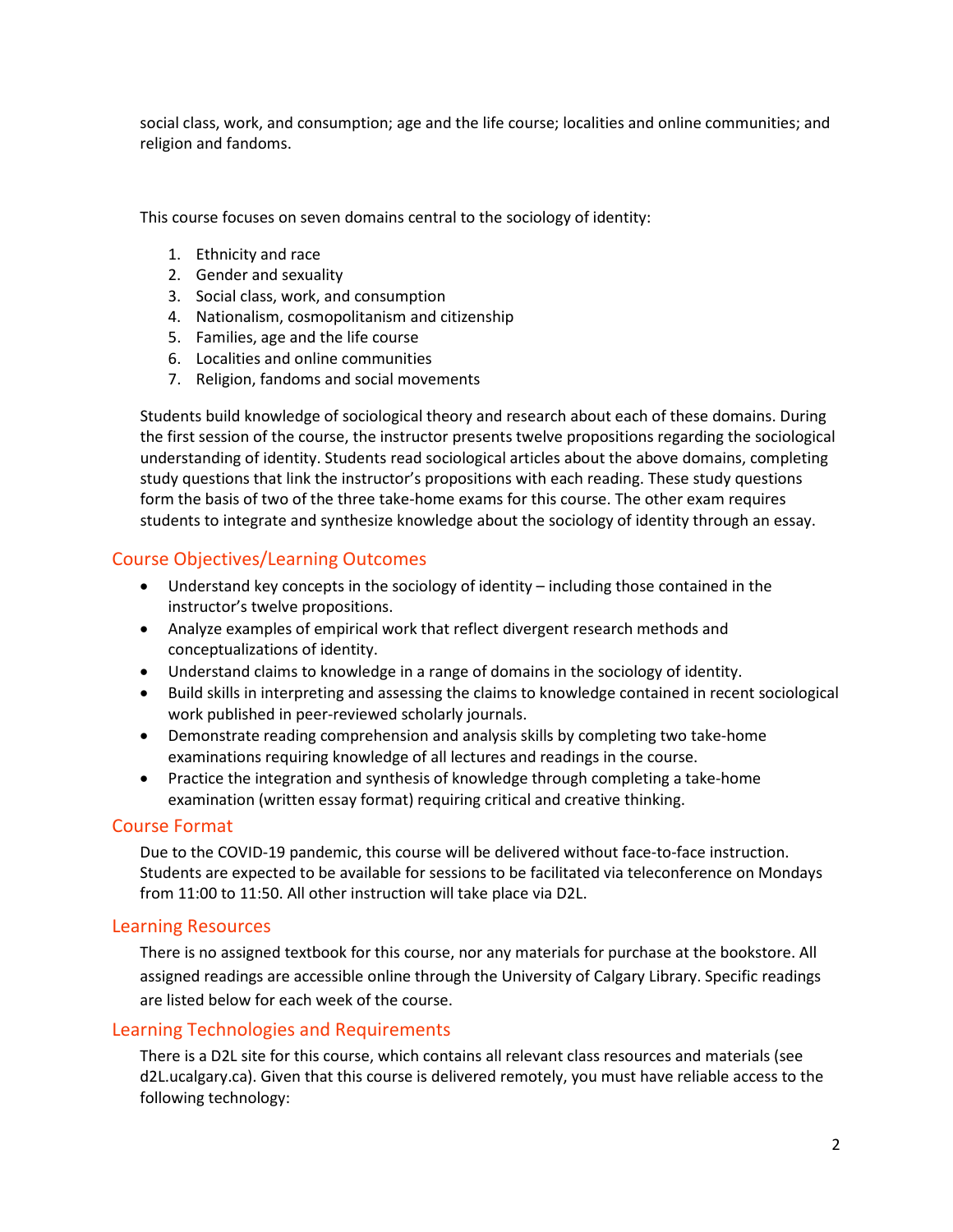social class, work, and consumption; age and the life course; localities and online communities; and religion and fandoms.

This course focuses on seven domains central to the sociology of identity:

1. Ethnicity and race
2. Gender and sexuality
3. Social class, work, and consumption
4. Nationalism, cosmopolitanism and citizenship
5. Families, age and the life course
6. Localities and online communities
7. Religion, fandoms and social movements

Students build knowledge of sociological theory and research about each of these domains. During the first session of the course, the instructor presents twelve propositions regarding the sociological understanding of identity. Students read sociological articles about the above domains, completing study questions that link the instructor's propositions with each reading. These study questions form the basis of two of the three take-home exams for this course. The other exam requires students to integrate and synthesize knowledge about the sociology of identity through an essay.

## Course Objectives/Learning Outcomes

- Understand key concepts in the sociology of identity – including those contained in the instructor's twelve propositions.
- Analyze examples of empirical work that reflect divergent research methods and conceptualizations of identity.
- Understand claims to knowledge in a range of domains in the sociology of identity.
- Build skills in interpreting and assessing the claims to knowledge contained in recent sociological work published in peer-reviewed scholarly journals.
- Demonstrate reading comprehension and analysis skills by completing two take-home examinations requiring knowledge of all lectures and readings in the course.
- Practice the integration and synthesis of knowledge through completing a take-home examination (written essay format) requiring critical and creative thinking.

## Course Format

Due to the COVID-19 pandemic, this course will be delivered without face-to-face instruction. Students are expected to be available for sessions to be facilitated via teleconference on Mondays from 11:00 to 11:50. All other instruction will take place via D2L.

## Learning Resources

There is no assigned textbook for this course, nor any materials for purchase at the bookstore. All assigned readings are accessible online through the University of Calgary Library. Specific readings are listed below for each week of the course.

## Learning Technologies and Requirements

There is a D2L site for this course, which contains all relevant class resources and materials (see d2L.ucalgary.ca). Given that this course is delivered remotely, you must have reliable access to the following technology: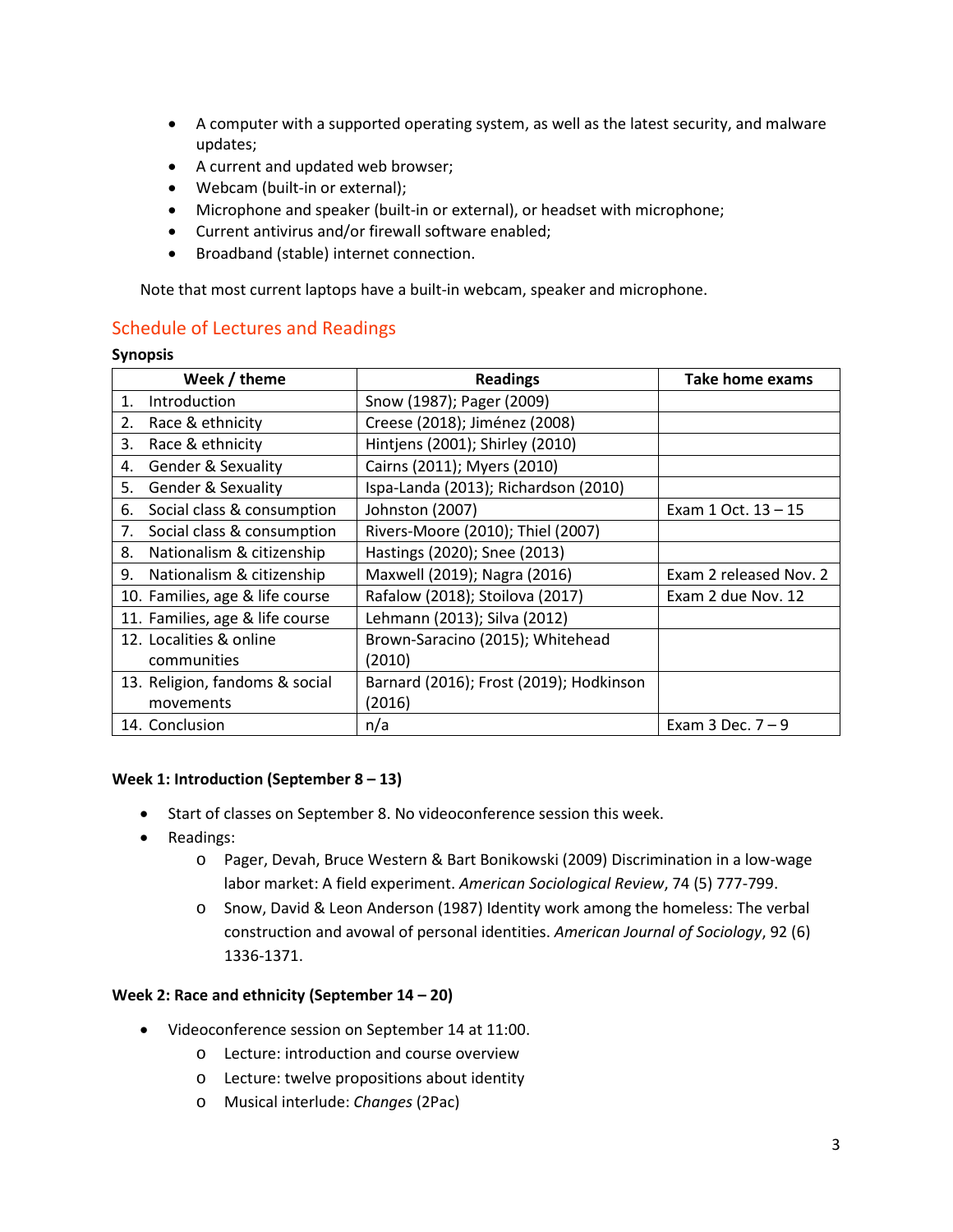- A computer with a supported operating system, as well as the latest security, and malware updates;
- A current and updated web browser;
- Webcam (built-in or external);
- Microphone and speaker (built-in or external), or headset with microphone;
- Current antivirus and/or firewall software enabled;
- Broadband (stable) internet connection.

Note that most current laptops have a built-in webcam, speaker and microphone.

## Schedule of Lectures and Readings

**Synopsis**

| Week / theme | Readings | Take home exams |
|---|---|---|
| 1. Introduction | Snow (1987); Pager (2009) | |
| 2. Race & ethnicity | Creese (2018); Jiménez (2008) | |
| 3. Race & ethnicity | Hintjens (2001); Shirley (2010) | |
| 4. Gender & Sexuality | Cairns (2011); Myers (2010) | |
| 5. Gender & Sexuality | Ispa-Landa (2013); Richardson (2010) | |
| 6. Social class & consumption | Johnston (2007) | Exam 1 Oct. 13 – 15 |
| 7. Social class & consumption | Rivers-Moore (2010); Thiel (2007) | |
| 8. Nationalism & citizenship | Hastings (2020); Snee (2013) | |
| 9. Nationalism & citizenship | Maxwell (2019); Nagra (2016) | Exam 2 released Nov. 2 |
| 10. Families, age & life course | Rafalow (2018); Stoilova (2017) | Exam 2 due Nov. 12 |
| 11. Families, age & life course | Lehmann (2013); Silva (2012) | |
| 12. Localities & online communities | Brown-Saracino (2015); Whitehead (2010) | |
| 13. Religion, fandoms & social movements | Barnard (2016); Frost (2019); Hodkinson (2016) | |
| 14. Conclusion | n/a | Exam 3 Dec. 7 – 9 |

**Week 1: Introduction (September 8 – 13)**

- Start of classes on September 8. No videoconference session this week.
- Readings:
  - Pager, Devah, Bruce Western & Bart Bonikowski (2009) Discrimination in a low-wage labor market: A field experiment. *American Sociological Review*, 74 (5) 777-799.
  - Snow, David & Leon Anderson (1987) Identity work among the homeless: The verbal construction and avowal of personal identities. *American Journal of Sociology*, 92 (6) 1336-1371.

**Week 2: Race and ethnicity (September 14 – 20)**

- Videoconference session on September 14 at 11:00.
  - Lecture: introduction and course overview
  - Lecture: twelve propositions about identity
  - Musical interlude: *Changes* (2Pac)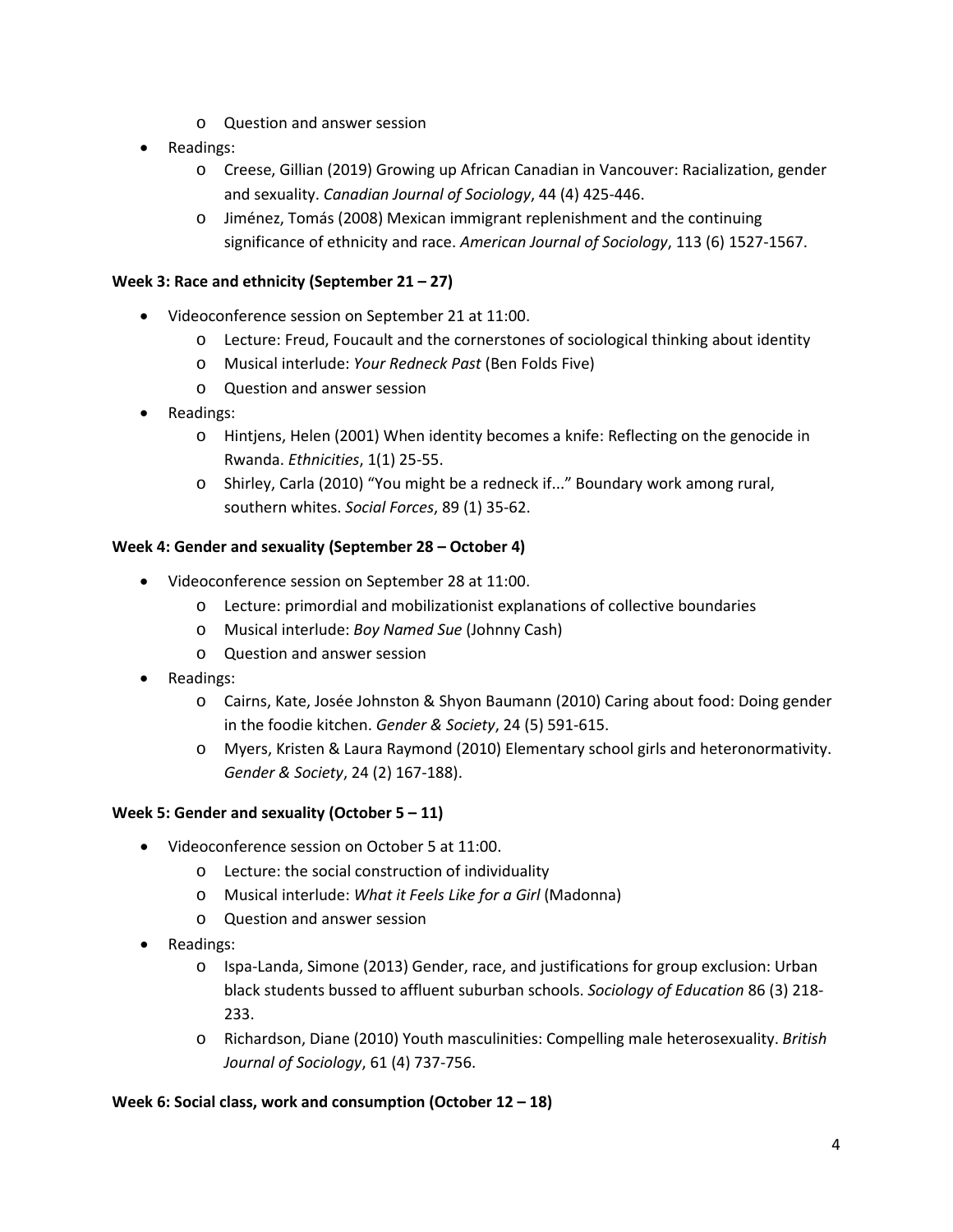- Question and answer session
- Readings:
  - Creese, Gillian (2019) Growing up African Canadian in Vancouver: Racialization, gender and sexuality. *Canadian Journal of Sociology*, 44 (4) 425-446.
  - Jiménez, Tomás (2008) Mexican immigrant replenishment and the continuing significance of ethnicity and race. *American Journal of Sociology*, 113 (6) 1527-1567.

**Week 3: Race and ethnicity (September 21 – 27)**

- Videoconference session on September 21 at 11:00.
  - Lecture: Freud, Foucault and the cornerstones of sociological thinking about identity
  - Musical interlude: *Your Redneck Past* (Ben Folds Five)
  - Question and answer session
- Readings:
  - Hintjens, Helen (2001) When identity becomes a knife: Reflecting on the genocide in Rwanda. *Ethnicities*, 1(1) 25-55.
  - Shirley, Carla (2010) "You might be a redneck if..." Boundary work among rural, southern whites. *Social Forces*, 89 (1) 35-62.

**Week 4: Gender and sexuality (September 28 – October 4)**

- Videoconference session on September 28 at 11:00.
  - Lecture: primordial and mobilizationist explanations of collective boundaries
  - Musical interlude: *Boy Named Sue* (Johnny Cash)
  - Question and answer session
- Readings:
  - Cairns, Kate, Josée Johnston & Shyon Baumann (2010) Caring about food: Doing gender in the foodie kitchen. *Gender & Society*, 24 (5) 591-615.
  - Myers, Kristen & Laura Raymond (2010) Elementary school girls and heteronormativity. *Gender & Society*, 24 (2) 167-188).

**Week 5: Gender and sexuality (October 5 – 11)**

- Videoconference session on October 5 at 11:00.
  - Lecture: the social construction of individuality
  - Musical interlude: *What it Feels Like for a Girl* (Madonna)
  - Question and answer session
- Readings:
  - Ispa-Landa, Simone (2013) Gender, race, and justifications for group exclusion: Urban black students bussed to affluent suburban schools. *Sociology of Education* 86 (3) 218-233.
  - Richardson, Diane (2010) Youth masculinities: Compelling male heterosexuality. *British Journal of Sociology*, 61 (4) 737-756.

**Week 6: Social class, work and consumption (October 12 – 18)**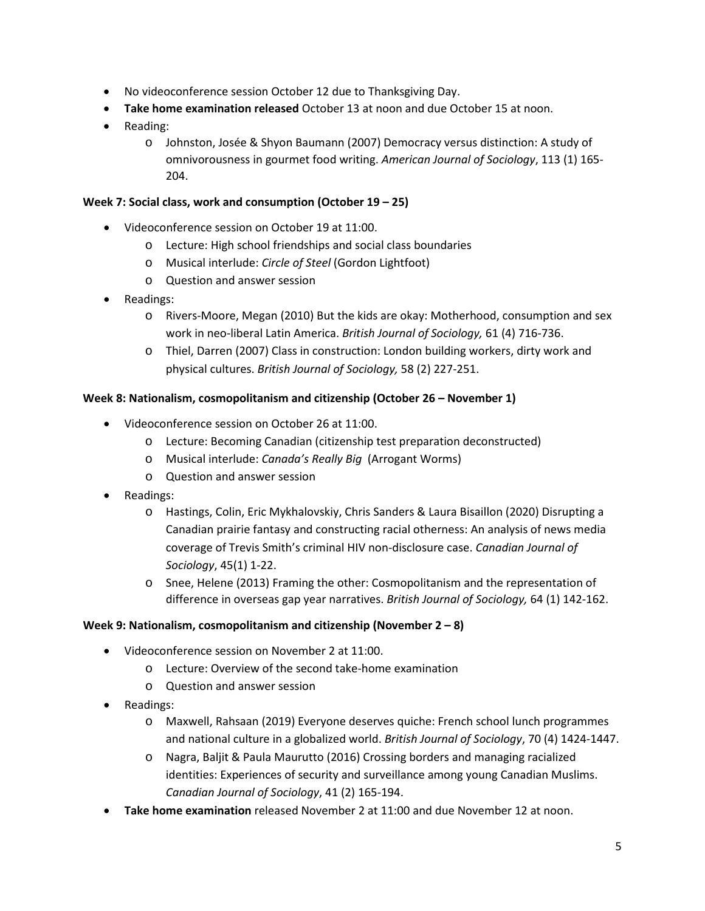- No videoconference session October 12 due to Thanksgiving Day.
- **Take home examination released** October 13 at noon and due October 15 at noon.
- Reading:
    - Johnston, Josée & Shyon Baumann (2007) Democracy versus distinction: A study of omnivorousness in gourmet food writing. *American Journal of Sociology*, 113 (1) 165-204.

**Week 7: Social class, work and consumption (October 19 – 25)**

- Videoconference session on October 19 at 11:00.
    - Lecture: High school friendships and social class boundaries
    - Musical interlude: *Circle of Steel* (Gordon Lightfoot)
    - Question and answer session
- Readings:
    - Rivers-Moore, Megan (2010) But the kids are okay: Motherhood, consumption and sex work in neo-liberal Latin America. *British Journal of Sociology,* 61 (4) 716-736.
    - Thiel, Darren (2007) Class in construction: London building workers, dirty work and physical cultures. *British Journal of Sociology,* 58 (2) 227-251.

**Week 8: Nationalism, cosmopolitanism and citizenship (October 26 – November 1)**

- Videoconference session on October 26 at 11:00.
    - Lecture: Becoming Canadian (citizenship test preparation deconstructed)
    - Musical interlude: *Canada's Really Big* (Arrogant Worms)
    - Question and answer session
- Readings:
    - Hastings, Colin, Eric Mykhalovskiy, Chris Sanders & Laura Bisaillon (2020) Disrupting a Canadian prairie fantasy and constructing racial otherness: An analysis of news media coverage of Trevis Smith's criminal HIV non-disclosure case. *Canadian Journal of Sociology*, 45(1) 1-22.
    - Snee, Helene (2013) Framing the other: Cosmopolitanism and the representation of difference in overseas gap year narratives. *British Journal of Sociology,* 64 (1) 142-162.

**Week 9: Nationalism, cosmopolitanism and citizenship (November 2 – 8)**

- Videoconference session on November 2 at 11:00.
    - Lecture: Overview of the second take-home examination
    - Question and answer session
- Readings:
    - Maxwell, Rahsaan (2019) Everyone deserves quiche: French school lunch programmes and national culture in a globalized world. *British Journal of Sociology*, 70 (4) 1424-1447.
    - Nagra, Baljit & Paula Maurutto (2016) Crossing borders and managing racialized identities: Experiences of security and surveillance among young Canadian Muslims. *Canadian Journal of Sociology*, 41 (2) 165-194.
- **Take home examination** released November 2 at 11:00 and due November 12 at noon.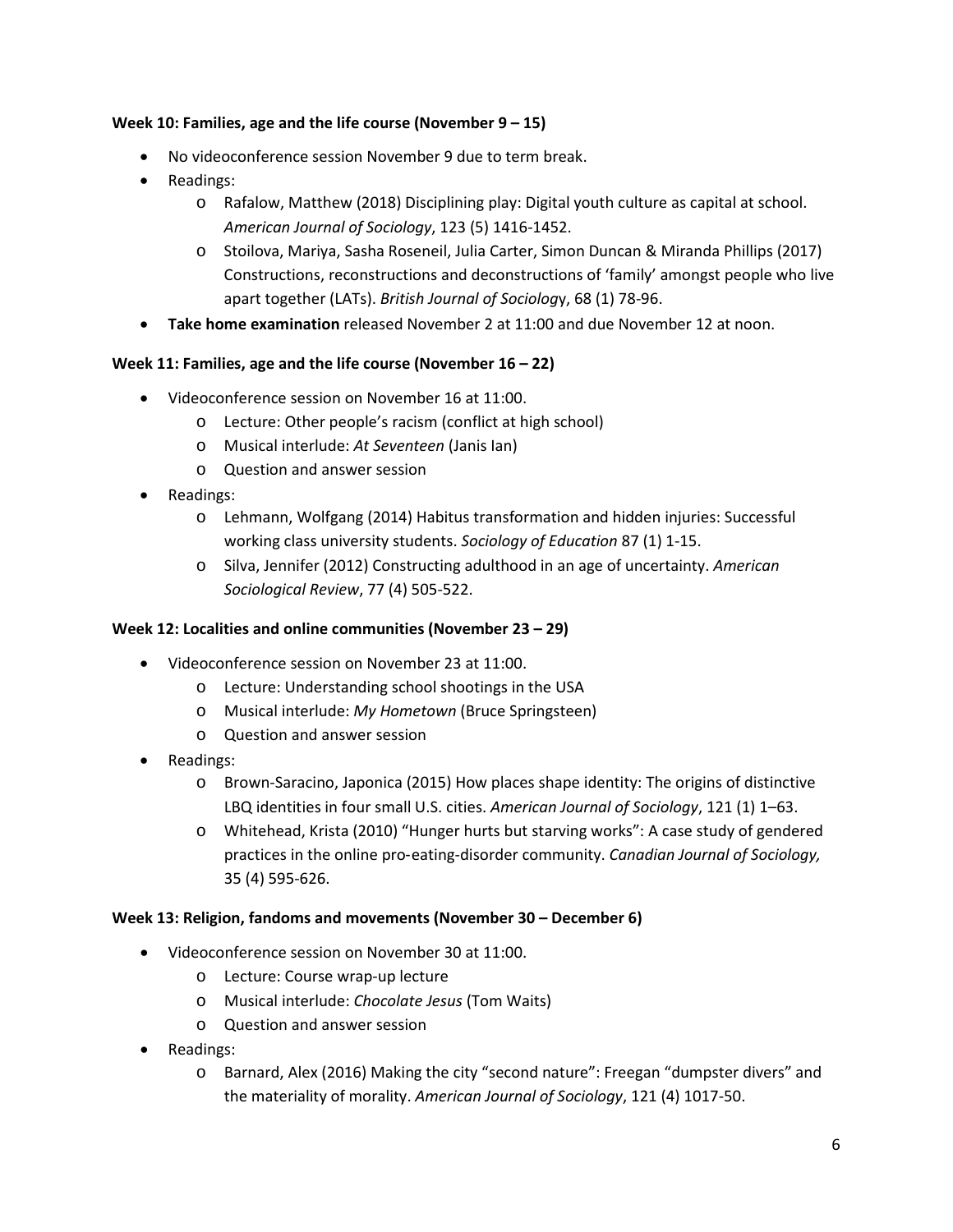**Week 10: Families, age and the life course (November 9 – 15)**

- No videoconference session November 9 due to term break.
- Readings:
    - Rafalow, Matthew (2018) Disciplining play: Digital youth culture as capital at school. *American Journal of Sociology*, 123 (5) 1416-1452.
    - Stoilova, Mariya, Sasha Roseneil, Julia Carter, Simon Duncan & Miranda Phillips (2017) Constructions, reconstructions and deconstructions of 'family' amongst people who live apart together (LATs). *British Journal of Sociology*, 68 (1) 78-96.
- **Take home examination** released November 2 at 11:00 and due November 12 at noon.

**Week 11: Families, age and the life course (November 16 – 22)**

- Videoconference session on November 16 at 11:00.
    - Lecture: Other people's racism (conflict at high school)
    - Musical interlude: *At Seventeen* (Janis Ian)
    - Question and answer session
- Readings:
    - Lehmann, Wolfgang (2014) Habitus transformation and hidden injuries: Successful working class university students. *Sociology of Education* 87 (1) 1-15.
    - Silva, Jennifer (2012) Constructing adulthood in an age of uncertainty. *American Sociological Review*, 77 (4) 505-522.

**Week 12: Localities and online communities (November 23 – 29)**

- Videoconference session on November 23 at 11:00.
    - Lecture: Understanding school shootings in the USA
    - Musical interlude: *My Hometown* (Bruce Springsteen)
    - Question and answer session
- Readings:
    - Brown-Saracino, Japonica (2015) How places shape identity: The origins of distinctive LBQ identities in four small U.S. cities. *American Journal of Sociology*, 121 (1) 1–63.
    - Whitehead, Krista (2010) "Hunger hurts but starving works": A case study of gendered practices in the online pro-eating-disorder community. *Canadian Journal of Sociology,* 35 (4) 595-626.

**Week 13: Religion, fandoms and movements (November 30 – December 6)**

- Videoconference session on November 30 at 11:00.
    - Lecture: Course wrap-up lecture
    - Musical interlude: *Chocolate Jesus* (Tom Waits)
    - Question and answer session
- Readings:
    - Barnard, Alex (2016) Making the city "second nature": Freegan "dumpster divers" and the materiality of morality. *American Journal of Sociology*, 121 (4) 1017-50.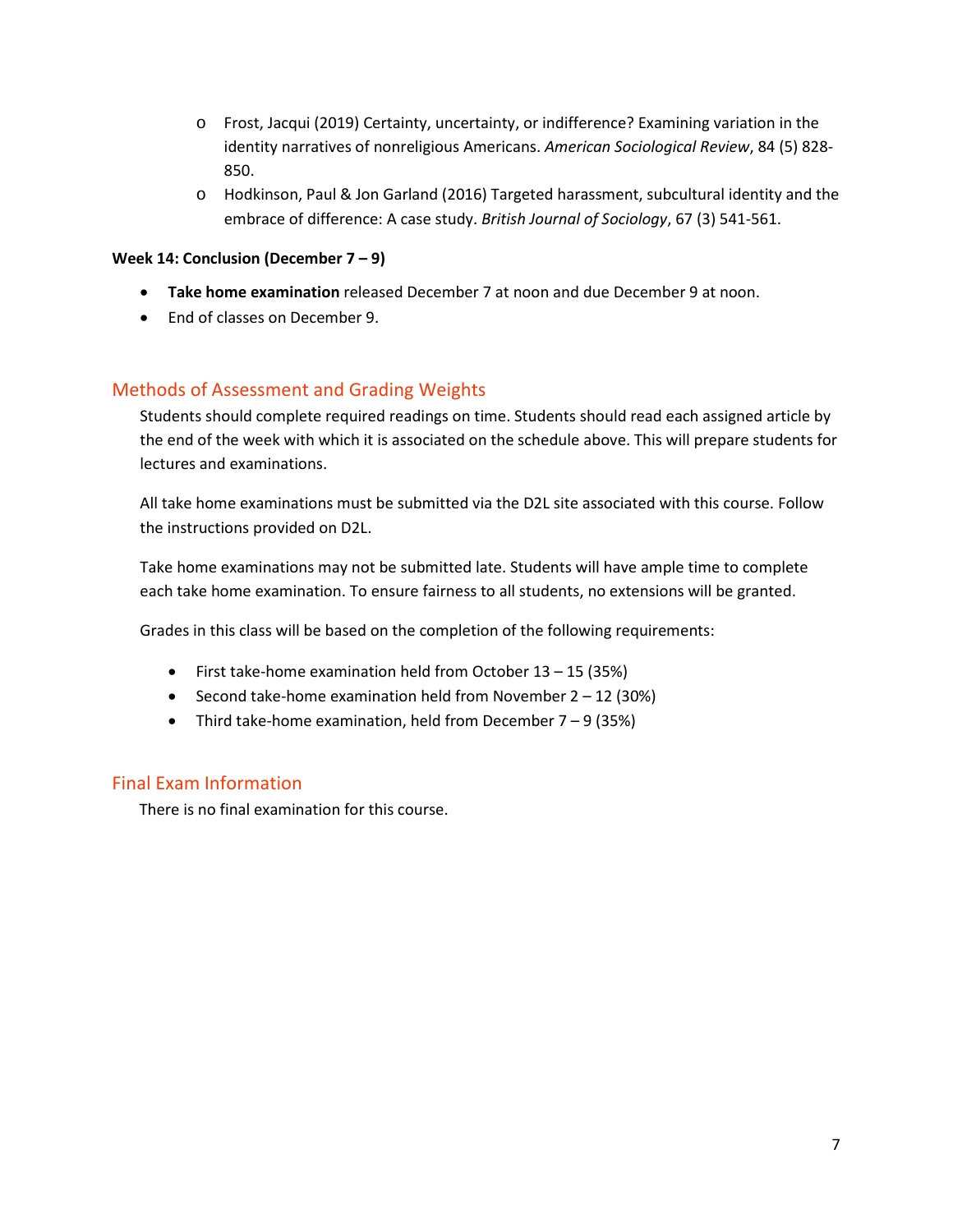- Frost, Jacqui (2019) Certainty, uncertainty, or indifference? Examining variation in the identity narratives of nonreligious Americans. *American Sociological Review*, 84 (5) 828-850.
- Hodkinson, Paul & Jon Garland (2016) Targeted harassment, subcultural identity and the embrace of difference: A case study. *British Journal of Sociology*, 67 (3) 541-561.

**Week 14: Conclusion (December 7 – 9)**

- **Take home examination** released December 7 at noon and due December 9 at noon.
- End of classes on December 9.

## Methods of Assessment and Grading Weights

Students should complete required readings on time. Students should read each assigned article by the end of the week with which it is associated on the schedule above. This will prepare students for lectures and examinations.

All take home examinations must be submitted via the D2L site associated with this course. Follow the instructions provided on D2L.

Take home examinations may not be submitted late. Students will have ample time to complete each take home examination. To ensure fairness to all students, no extensions will be granted.

Grades in this class will be based on the completion of the following requirements:

- First take-home examination held from October 13 – 15 (35%)
- Second take-home examination held from November 2 – 12 (30%)
- Third take-home examination, held from December 7 – 9 (35%)

## Final Exam Information

There is no final examination for this course.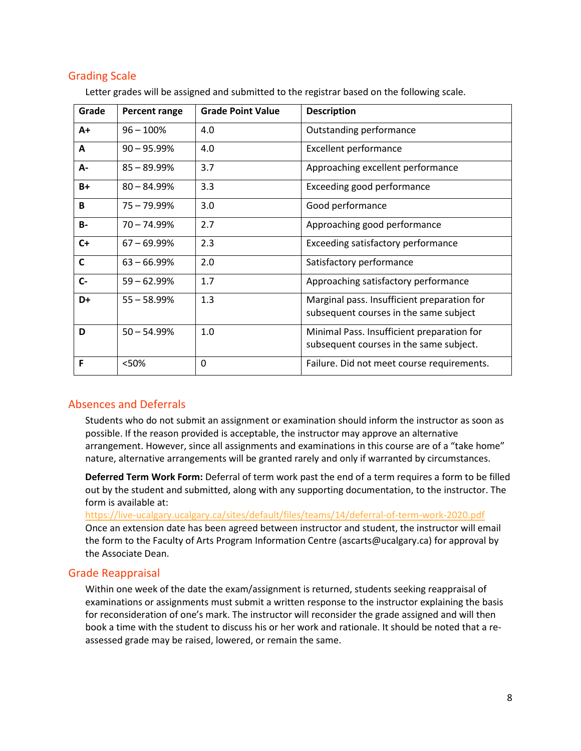## Grading Scale

Letter grades will be assigned and submitted to the registrar based on the following scale.

| Grade | Percent range | Grade Point Value | Description |
|---|---|---|---|
| **A+** | 96 – 100% | 4.0 | Outstanding performance |
| **A** | 90 – 95.99% | 4.0 | Excellent performance |
| **A-** | 85 – 89.99% | 3.7 | Approaching excellent performance |
| **B+** | 80 – 84.99% | 3.3 | Exceeding good performance |
| **B** | 75 – 79.99% | 3.0 | Good performance |
| **B-** | 70 – 74.99% | 2.7 | Approaching good performance |
| **C+** | 67 – 69.99% | 2.3 | Exceeding satisfactory performance |
| **C** | 63 – 66.99% | 2.0 | Satisfactory performance |
| **C-** | 59 – 62.99% | 1.7 | Approaching satisfactory performance |
| **D+** | 55 – 58.99% | 1.3 | Marginal pass. Insufficient preparation for subsequent courses in the same subject |
| **D** | 50 – 54.99% | 1.0 | Minimal Pass. Insufficient preparation for subsequent courses in the same subject. |
| **F** | <50% | 0 | Failure. Did not meet course requirements. |

## Absences and Deferrals

Students who do not submit an assignment or examination should inform the instructor as soon as possible. If the reason provided is acceptable, the instructor may approve an alternative arrangement. However, since all assignments and examinations in this course are of a "take home" nature, alternative arrangements will be granted rarely and only if warranted by circumstances.

**Deferred Term Work Form:** Deferral of term work past the end of a term requires a form to be filled out by the student and submitted, along with any supporting documentation, to the instructor. The form is available at: https://live-ucalgary.ucalgary.ca/sites/default/files/teams/14/deferral-of-term-work-2020.pdf
Once an extension date has been agreed between instructor and student, the instructor will email the form to the Faculty of Arts Program Information Centre (ascarts@ucalgary.ca) for approval by the Associate Dean.

## Grade Reappraisal

Within one week of the date the exam/assignment is returned, students seeking reappraisal of examinations or assignments must submit a written response to the instructor explaining the basis for reconsideration of one's mark. The instructor will reconsider the grade assigned and will then book a time with the student to discuss his or her work and rationale. It should be noted that a re-assessed grade may be raised, lowered, or remain the same.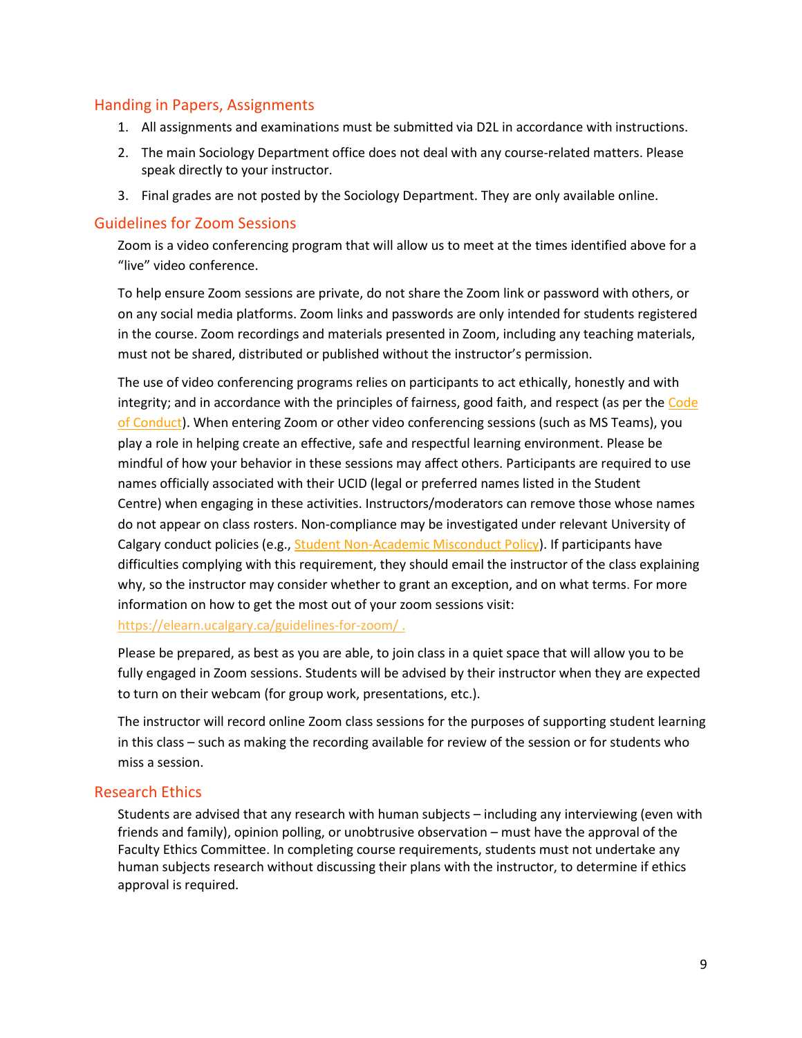## Handing in Papers, Assignments

1. All assignments and examinations must be submitted via D2L in accordance with instructions.
2. The main Sociology Department office does not deal with any course-related matters. Please speak directly to your instructor.
3. Final grades are not posted by the Sociology Department. They are only available online.

## Guidelines for Zoom Sessions

Zoom is a video conferencing program that will allow us to meet at the times identified above for a "live" video conference.

To help ensure Zoom sessions are private, do not share the Zoom link or password with others, or on any social media platforms. Zoom links and passwords are only intended for students registered in the course. Zoom recordings and materials presented in Zoom, including any teaching materials, must not be shared, distributed or published without the instructor's permission.

The use of video conferencing programs relies on participants to act ethically, honestly and with integrity; and in accordance with the principles of fairness, good faith, and respect (as per the Code of Conduct). When entering Zoom or other video conferencing sessions (such as MS Teams), you play a role in helping create an effective, safe and respectful learning environment. Please be mindful of how your behavior in these sessions may affect others. Participants are required to use names officially associated with their UCID (legal or preferred names listed in the Student Centre) when engaging in these activities. Instructors/moderators can remove those whose names do not appear on class rosters. Non-compliance may be investigated under relevant University of Calgary conduct policies (e.g., Student Non-Academic Misconduct Policy). If participants have difficulties complying with this requirement, they should email the instructor of the class explaining why, so the instructor may consider whether to grant an exception, and on what terms. For more information on how to get the most out of your zoom sessions visit: https://elearn.ucalgary.ca/guidelines-for-zoom/ .

Please be prepared, as best as you are able, to join class in a quiet space that will allow you to be fully engaged in Zoom sessions. Students will be advised by their instructor when they are expected to turn on their webcam (for group work, presentations, etc.).

The instructor will record online Zoom class sessions for the purposes of supporting student learning in this class – such as making the recording available for review of the session or for students who miss a session.

## Research Ethics

Students are advised that any research with human subjects – including any interviewing (even with friends and family), opinion polling, or unobtrusive observation – must have the approval of the Faculty Ethics Committee. In completing course requirements, students must not undertake any human subjects research without discussing their plans with the instructor, to determine if ethics approval is required.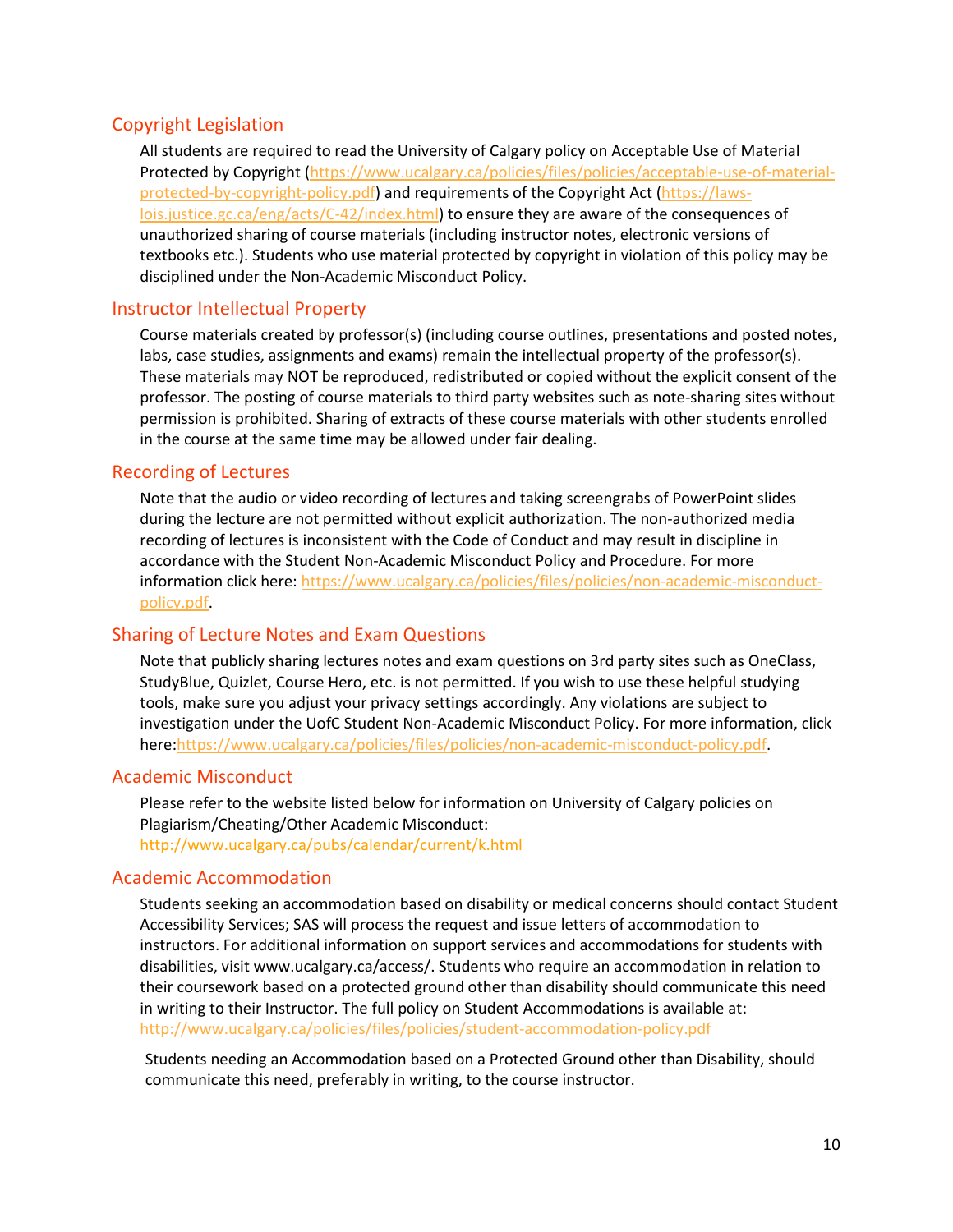## Copyright Legislation

All students are required to read the University of Calgary policy on Acceptable Use of Material Protected by Copyright (https://www.ucalgary.ca/policies/files/policies/acceptable-use-of-material-protected-by-copyright-policy.pdf) and requirements of the Copyright Act (https://laws-lois.justice.gc.ca/eng/acts/C-42/index.html) to ensure they are aware of the consequences of unauthorized sharing of course materials (including instructor notes, electronic versions of textbooks etc.). Students who use material protected by copyright in violation of this policy may be disciplined under the Non-Academic Misconduct Policy.

## Instructor Intellectual Property

Course materials created by professor(s) (including course outlines, presentations and posted notes, labs, case studies, assignments and exams) remain the intellectual property of the professor(s). These materials may NOT be reproduced, redistributed or copied without the explicit consent of the professor. The posting of course materials to third party websites such as note-sharing sites without permission is prohibited. Sharing of extracts of these course materials with other students enrolled in the course at the same time may be allowed under fair dealing.

## Recording of Lectures

Note that the audio or video recording of lectures and taking screengrabs of PowerPoint slides during the lecture are not permitted without explicit authorization. The non-authorized media recording of lectures is inconsistent with the Code of Conduct and may result in discipline in accordance with the Student Non-Academic Misconduct Policy and Procedure. For more information click here: https://www.ucalgary.ca/policies/files/policies/non-academic-misconduct-policy.pdf.

## Sharing of Lecture Notes and Exam Questions

Note that publicly sharing lectures notes and exam questions on 3rd party sites such as OneClass, StudyBlue, Quizlet, Course Hero, etc. is not permitted. If you wish to use these helpful studying tools, make sure you adjust your privacy settings accordingly. Any violations are subject to investigation under the UofC Student Non-Academic Misconduct Policy. For more information, click here:https://www.ucalgary.ca/policies/files/policies/non-academic-misconduct-policy.pdf.

## Academic Misconduct

Please refer to the website listed below for information on University of Calgary policies on Plagiarism/Cheating/Other Academic Misconduct:
http://www.ucalgary.ca/pubs/calendar/current/k.html

## Academic Accommodation

Students seeking an accommodation based on disability or medical concerns should contact Student Accessibility Services; SAS will process the request and issue letters of accommodation to instructors. For additional information on support services and accommodations for students with disabilities, visit www.ucalgary.ca/access/. Students who require an accommodation in relation to their coursework based on a protected ground other than disability should communicate this need in writing to their Instructor. The full policy on Student Accommodations is available at:
http://www.ucalgary.ca/policies/files/policies/student-accommodation-policy.pdf

Students needing an Accommodation based on a Protected Ground other than Disability, should communicate this need, preferably in writing, to the course instructor.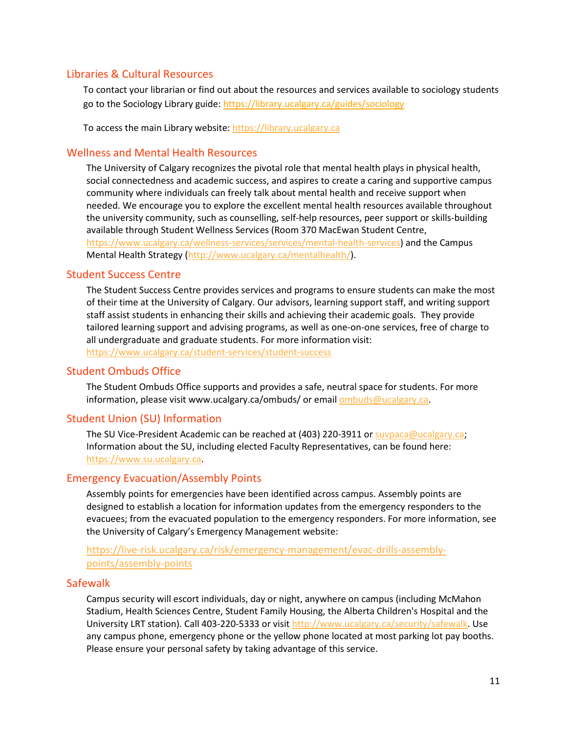## Libraries & Cultural Resources

To contact your librarian or find out about the resources and services available to sociology students go to the Sociology Library guide: https://library.ucalgary.ca/guides/sociology

To access the main Library website: https://library.ucalgary.ca

## Wellness and Mental Health Resources

The University of Calgary recognizes the pivotal role that mental health plays in physical health, social connectedness and academic success, and aspires to create a caring and supportive campus community where individuals can freely talk about mental health and receive support when needed. We encourage you to explore the excellent mental health resources available throughout the university community, such as counselling, self-help resources, peer support or skills-building available through Student Wellness Services (Room 370 MacEwan Student Centre, https://www.ucalgary.ca/wellness-services/services/mental-health-services) and the Campus Mental Health Strategy (http://www.ucalgary.ca/mentalhealth/).

## Student Success Centre

The Student Success Centre provides services and programs to ensure students can make the most of their time at the University of Calgary. Our advisors, learning support staff, and writing support staff assist students in enhancing their skills and achieving their academic goals. They provide tailored learning support and advising programs, as well as one-on-one services, free of charge to all undergraduate and graduate students. For more information visit: https://www.ucalgary.ca/student-services/student-success

## Student Ombuds Office

The Student Ombuds Office supports and provides a safe, neutral space for students. For more information, please visit www.ucalgary.ca/ombuds/ or email ombuds@ucalgary.ca.

## Student Union (SU) Information

The SU Vice-President Academic can be reached at (403) 220-3911 or suvpaca@ucalgary.ca; Information about the SU, including elected Faculty Representatives, can be found here: https://www.su.ucalgary.ca.

## Emergency Evacuation/Assembly Points

Assembly points for emergencies have been identified across campus. Assembly points are designed to establish a location for information updates from the emergency responders to the evacuees; from the evacuated population to the emergency responders. For more information, see the University of Calgary's Emergency Management website:

https://live-risk.ucalgary.ca/risk/emergency-management/evac-drills-assembly-points/assembly-points

## Safewalk

Campus security will escort individuals, day or night, anywhere on campus (including McMahon Stadium, Health Sciences Centre, Student Family Housing, the Alberta Children's Hospital and the University LRT station). Call 403-220-5333 or visit http://www.ucalgary.ca/security/safewalk. Use any campus phone, emergency phone or the yellow phone located at most parking lot pay booths. Please ensure your personal safety by taking advantage of this service.